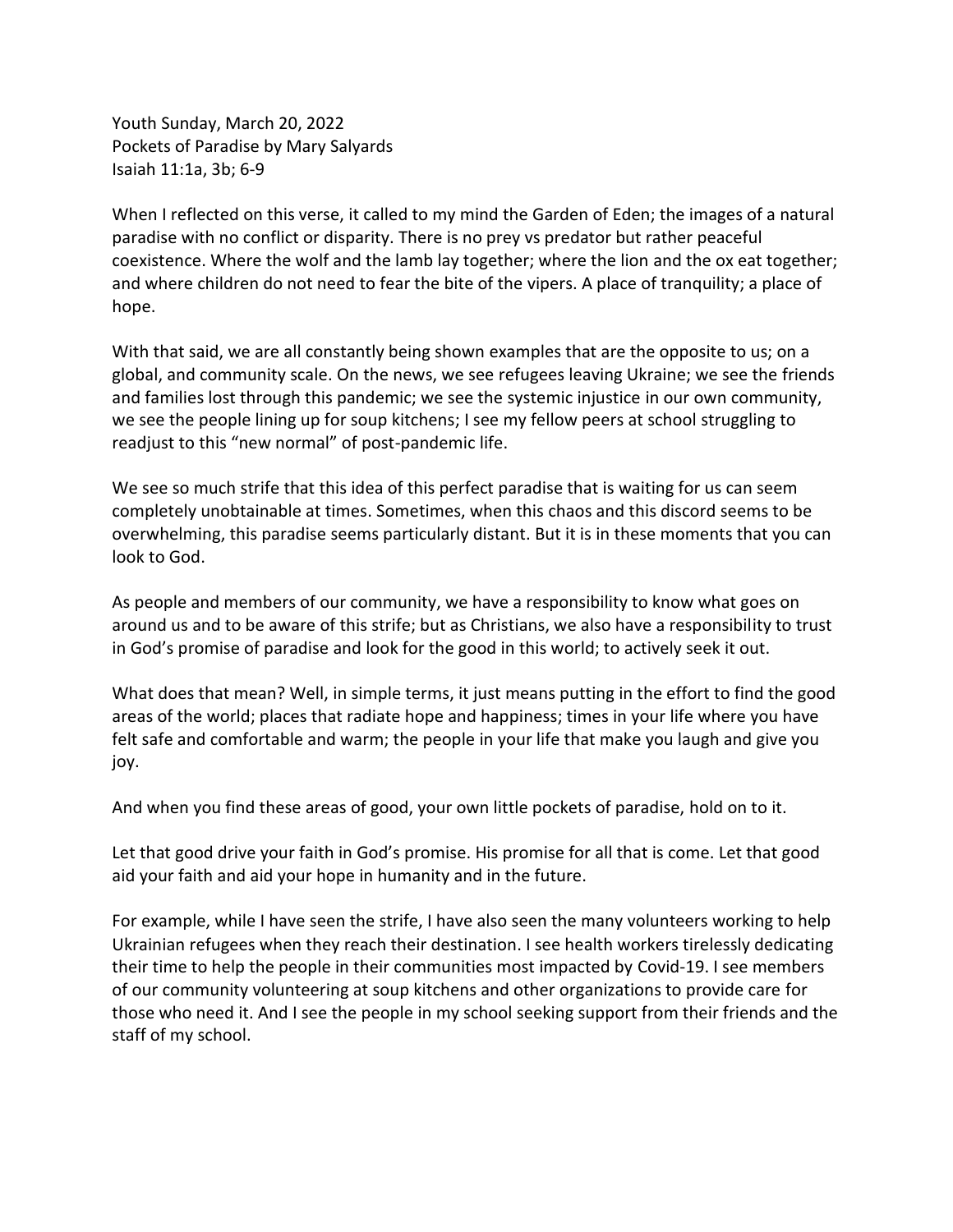Youth Sunday, March 20, 2022
Pockets of Paradise by Mary Salyards
Isaiah 11:1a, 3b; 6-9

When I reflected on this verse, it called to my mind the Garden of Eden; the images of a natural paradise with no conflict or disparity. There is no prey vs predator but rather peaceful coexistence. Where the wolf and the lamb lay together; where the lion and the ox eat together; and where children do not need to fear the bite of the vipers. A place of tranquility; a place of hope.

With that said, we are all constantly being shown examples that are the opposite to us; on a global, and community scale. On the news, we see refugees leaving Ukraine; we see the friends and families lost through this pandemic; we see the systemic injustice in our own community, we see the people lining up for soup kitchens; I see my fellow peers at school struggling to readjust to this "new normal" of post-pandemic life.

We see so much strife that this idea of this perfect paradise that is waiting for us can seem completely unobtainable at times. Sometimes, when this chaos and this discord seems to be overwhelming, this paradise seems particularly distant. But it is in these moments that you can look to God.

As people and members of our community, we have a responsibility to know what goes on around us and to be aware of this strife; but as Christians, we also have a responsibility to trust in God's promise of paradise and look for the good in this world; to actively seek it out.

What does that mean? Well, in simple terms, it just means putting in the effort to find the good areas of the world; places that radiate hope and happiness; times in your life where you have felt safe and comfortable and warm; the people in your life that make you laugh and give you joy.

And when you find these areas of good, your own little pockets of paradise, hold on to it.

Let that good drive your faith in God's promise. His promise for all that is come. Let that good aid your faith and aid your hope in humanity and in the future.

For example, while I have seen the strife, I have also seen the many volunteers working to help Ukrainian refugees when they reach their destination. I see health workers tirelessly dedicating their time to help the people in their communities most impacted by Covid-19. I see members of our community volunteering at soup kitchens and other organizations to provide care for those who need it. And I see the people in my school seeking support from their friends and the staff of my school.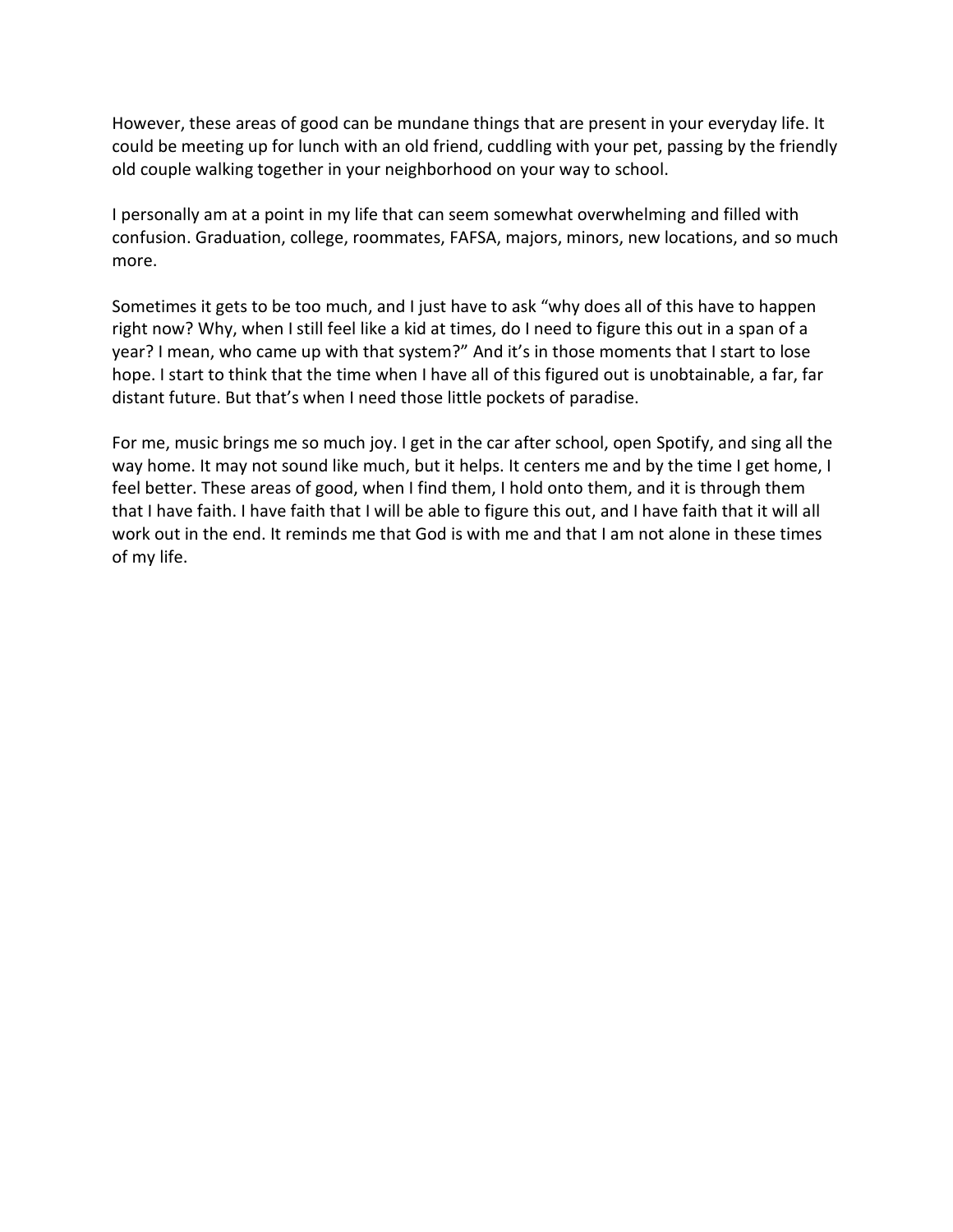However, these areas of good can be mundane things that are present in your everyday life. It could be meeting up for lunch with an old friend, cuddling with your pet, passing by the friendly old couple walking together in your neighborhood on your way to school.

I personally am at a point in my life that can seem somewhat overwhelming and filled with confusion. Graduation, college, roommates, FAFSA, majors, minors, new locations, and so much more.

Sometimes it gets to be too much, and I just have to ask "why does all of this have to happen right now? Why, when I still feel like a kid at times, do I need to figure this out in a span of a year? I mean, who came up with that system?" And it's in those moments that I start to lose hope. I start to think that the time when I have all of this figured out is unobtainable, a far, far distant future. But that's when I need those little pockets of paradise.

For me, music brings me so much joy. I get in the car after school, open Spotify, and sing all the way home. It may not sound like much, but it helps. It centers me and by the time I get home, I feel better. These areas of good, when I find them, I hold onto them, and it is through them that I have faith. I have faith that I will be able to figure this out, and I have faith that it will all work out in the end. It reminds me that God is with me and that I am not alone in these times of my life.